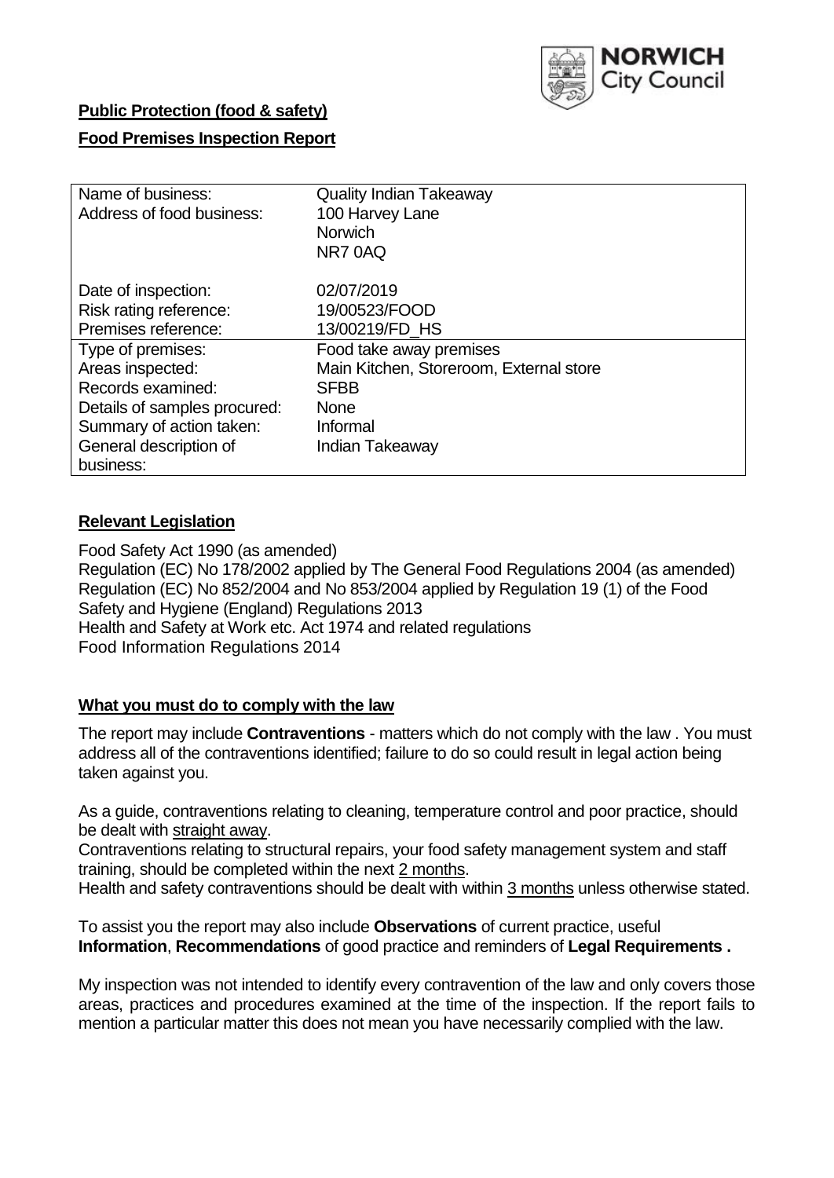NORWICH City Council

**Public Protection (food & safety)**

**Food Premises Inspection Report**

| | |
|---|---|
| Name of business: | Quality Indian Takeaway |
| Address of food business: | 100 Harvey Lane<br>Norwich<br>NR7 0AQ |
| Date of inspection: | 02/07/2019 |
| Risk rating reference: | 19/00523/FOOD |
| Premises reference: | 13/00219/FD_HS |
| Type of premises: | Food take away premises |
| Areas inspected: | Main Kitchen, Storeroom, External store |
| Records examined: | SFBB |
| Details of samples procured: | None |
| Summary of action taken: | Informal |
| General description of business: | Indian Takeaway |

## Relevant Legislation

Food Safety Act 1990 (as amended)
Regulation (EC) No 178/2002 applied by The General Food Regulations 2004 (as amended)
Regulation (EC) No 852/2004 and No 853/2004 applied by Regulation 19 (1) of the Food Safety and Hygiene (England) Regulations 2013
Health and Safety at Work etc. Act 1974 and related regulations
Food Information Regulations 2014

## What you must do to comply with the law

The report may include **Contraventions** - matters which do not comply with the law . You must address all of the contraventions identified; failure to do so could result in legal action being taken against you.

As a guide, contraventions relating to cleaning, temperature control and poor practice, should be dealt with straight away.
Contraventions relating to structural repairs, your food safety management system and staff training, should be completed within the next 2 months.
Health and safety contraventions should be dealt with within 3 months unless otherwise stated.

To assist you the report may also include **Observations** of current practice, useful **Information**, **Recommendations** of good practice and reminders of **Legal Requirements .**

My inspection was not intended to identify every contravention of the law and only covers those areas, practices and procedures examined at the time of the inspection. If the report fails to mention a particular matter this does not mean you have necessarily complied with the law.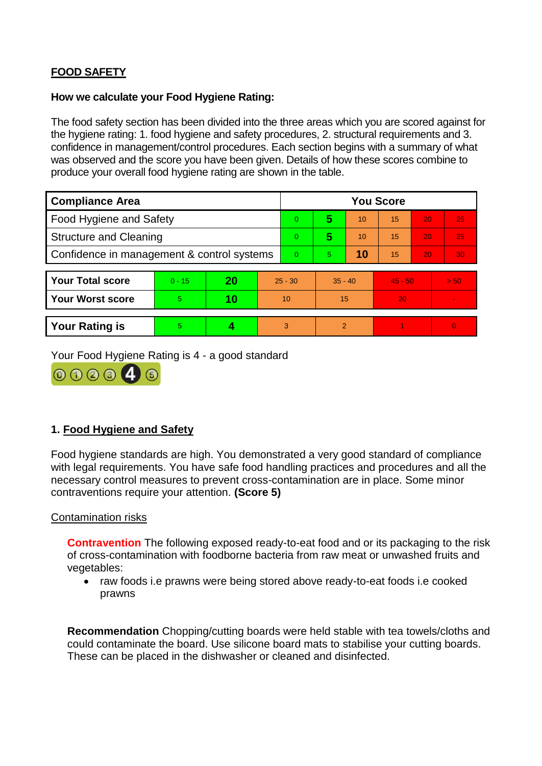## FOOD SAFETY

**How we calculate your Food Hygiene Rating:**

The food safety section has been divided into the three areas which you are scored against for the hygiene rating: 1. food hygiene and safety procedures, 2. structural requirements and 3. confidence in management/control procedures. Each section begins with a summary of what was observed and the score you have been given. Details of how these scores combine to produce your overall food hygiene rating are shown in the table.

| Compliance Area | You Score | | | | | |
|---|---|---|---|---|---|---|
| Food Hygiene and Safety | 0 | **5** | 10 | 15 | 20 | 25 |
| Structure and Cleaning | 0 | **5** | 10 | 15 | 20 | 25 |
| Confidence in management & control systems | 0 | 5 | **10** | 15 | 20 | 30 |

| | | | | | | |
|---|---|---|---|---|---|---|
| **Your Total score** | 0 - 15 | **20** | 25 - 30 | 35 - 40 | 45 - 50 | > 50 |
| **Your Worst score** | 5 | **10** | 10 | 15 | 20 | - |

| | | | | | | |
|---|---|---|---|---|---|---|
| **Your Rating is** | 5 | **4** | 3 | 2 | 1 | 0 |

Your Food Hygiene Rating is 4 - a good standard

## 1. Food Hygiene and Safety

Food hygiene standards are high. You demonstrated a very good standard of compliance with legal requirements. You have safe food handling practices and procedures and all the necessary control measures to prevent cross-contamination are in place. Some minor contraventions require your attention. **(Score 5)**

### Contamination risks

**Contravention** The following exposed ready-to-eat food and or its packaging to the risk of cross-contamination with foodborne bacteria from raw meat or unwashed fruits and vegetables:

- raw foods i.e prawns were being stored above ready-to-eat foods i.e cooked prawns

**Recommendation** Chopping/cutting boards were held stable with tea towels/cloths and could contaminate the board. Use silicone board mats to stabilise your cutting boards. These can be placed in the dishwasher or cleaned and disinfected.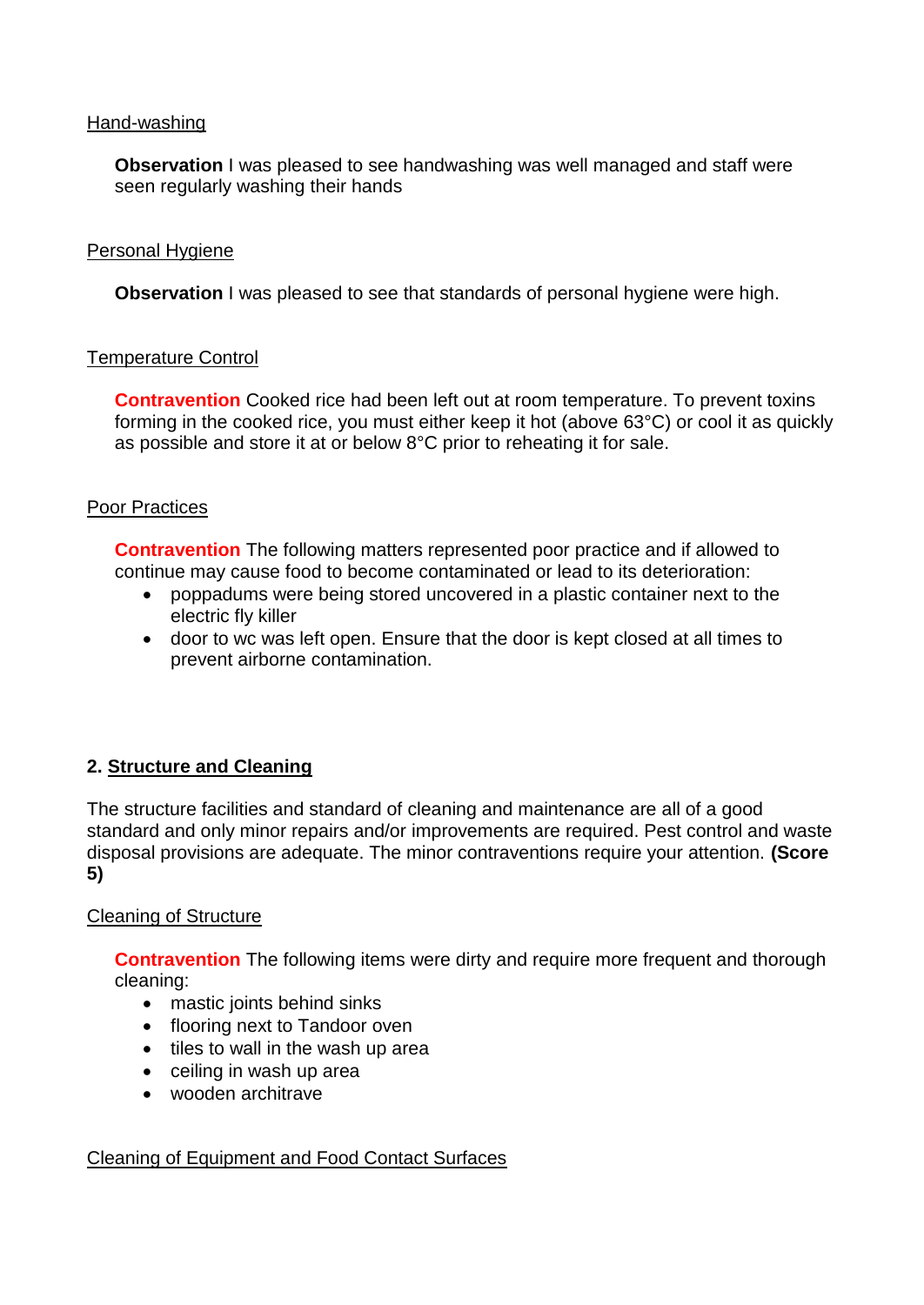Hand-washing

**Observation** I was pleased to see handwashing was well managed and staff were seen regularly washing their hands

Personal Hygiene

**Observation** I was pleased to see that standards of personal hygiene were high.

Temperature Control

**Contravention** Cooked rice had been left out at room temperature. To prevent toxins forming in the cooked rice, you must either keep it hot (above 63°C) or cool it as quickly as possible and store it at or below 8°C prior to reheating it for sale.

Poor Practices

**Contravention** The following matters represented poor practice and if allowed to continue may cause food to become contaminated or lead to its deterioration:

- poppadums were being stored uncovered in a plastic container next to the electric fly killer
- door to wc was left open. Ensure that the door is kept closed at all times to prevent airborne contamination.

## 2. Structure and Cleaning

The structure facilities and standard of cleaning and maintenance are all of a good standard and only minor repairs and/or improvements are required. Pest control and waste disposal provisions are adequate. The minor contraventions require your attention. **(Score 5)**

Cleaning of Structure

**Contravention** The following items were dirty and require more frequent and thorough cleaning:

- mastic joints behind sinks
- flooring next to Tandoor oven
- tiles to wall in the wash up area
- ceiling in wash up area
- wooden architrave

Cleaning of Equipment and Food Contact Surfaces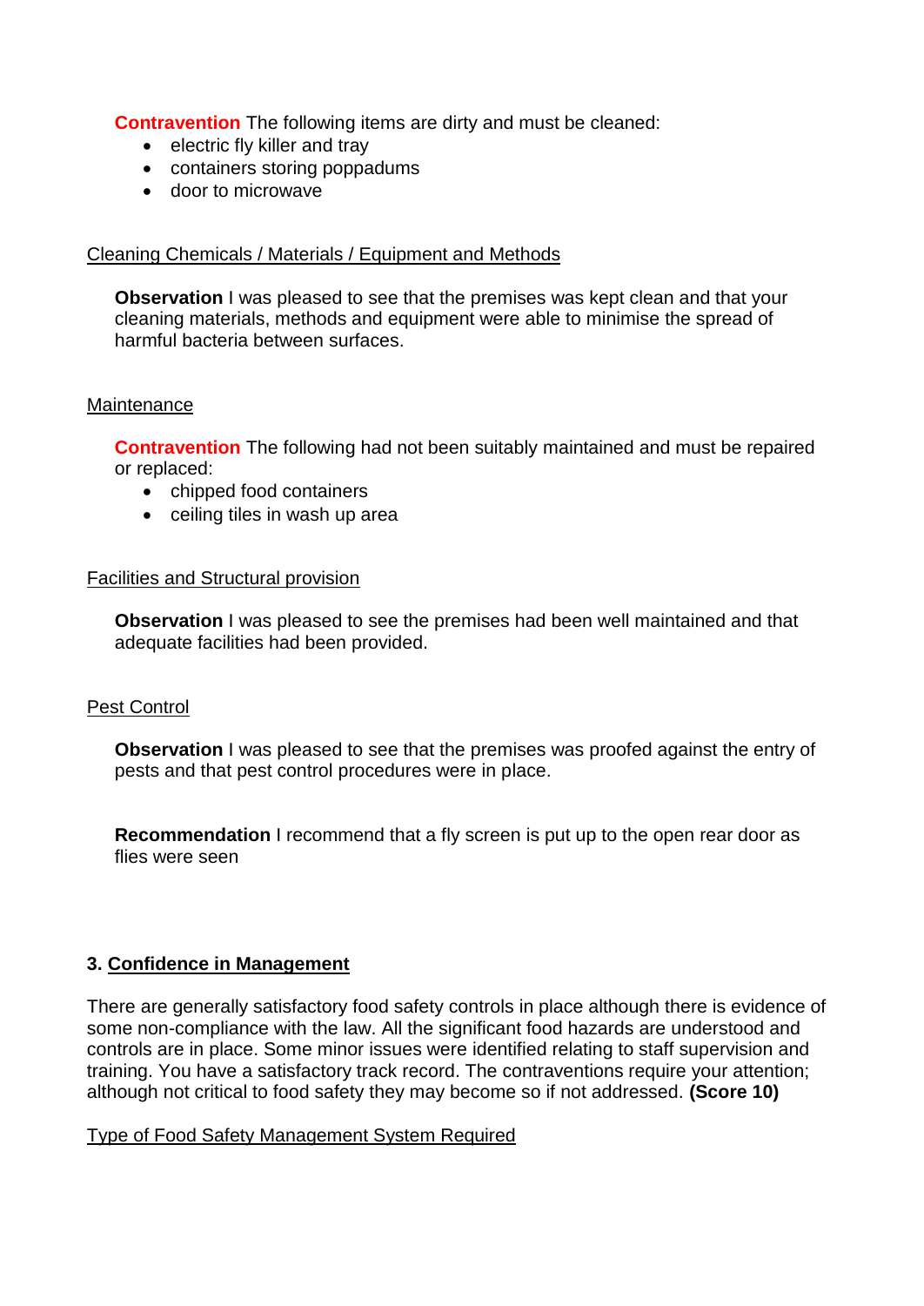**Contravention** The following items are dirty and must be cleaned:

- electric fly killer and tray
- containers storing poppadums
- door to microwave

Cleaning Chemicals / Materials / Equipment and Methods

**Observation** I was pleased to see that the premises was kept clean and that your cleaning materials, methods and equipment were able to minimise the spread of harmful bacteria between surfaces.

Maintenance

**Contravention** The following had not been suitably maintained and must be repaired or replaced:

- chipped food containers
- ceiling tiles in wash up area

Facilities and Structural provision

**Observation** I was pleased to see the premises had been well maintained and that adequate facilities had been provided.

Pest Control

**Observation** I was pleased to see that the premises was proofed against the entry of pests and that pest control procedures were in place.

**Recommendation** I recommend that a fly screen is put up to the open rear door as flies were seen

## 3. Confidence in Management

There are generally satisfactory food safety controls in place although there is evidence of some non-compliance with the law. All the significant food hazards are understood and controls are in place. Some minor issues were identified relating to staff supervision and training. You have a satisfactory track record. The contraventions require your attention; although not critical to food safety they may become so if not addressed. **(Score 10)**

Type of Food Safety Management System Required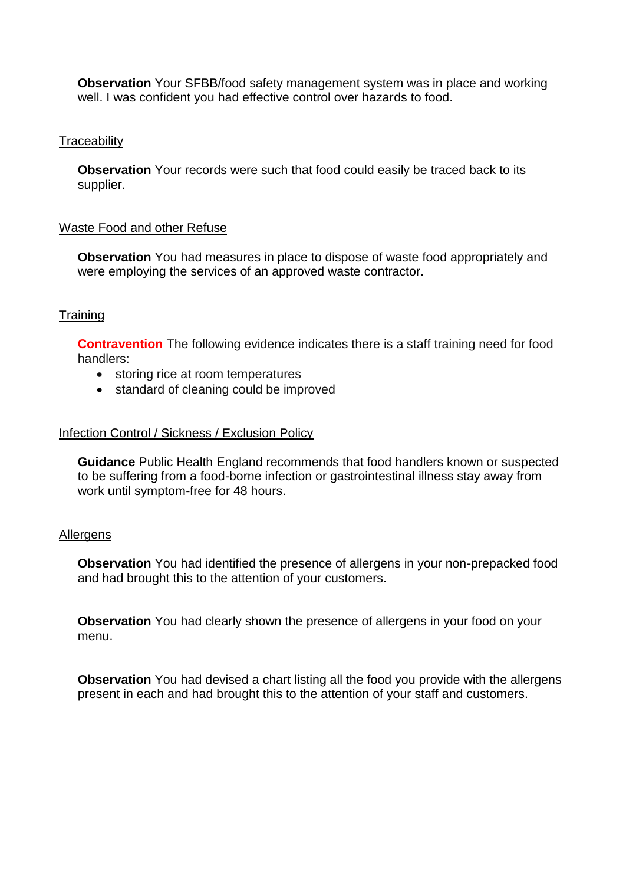**Observation** Your SFBB/food safety management system was in place and working well. I was confident you had effective control over hazards to food.

Traceability

**Observation** Your records were such that food could easily be traced back to its supplier.

Waste Food and other Refuse

**Observation** You had measures in place to dispose of waste food appropriately and were employing the services of an approved waste contractor.

Training

**Contravention** The following evidence indicates there is a staff training need for food handlers:

- storing rice at room temperatures
- standard of cleaning could be improved

Infection Control / Sickness / Exclusion Policy

**Guidance** Public Health England recommends that food handlers known or suspected to be suffering from a food-borne infection or gastrointestinal illness stay away from work until symptom-free for 48 hours.

Allergens

**Observation** You had identified the presence of allergens in your non-prepacked food and had brought this to the attention of your customers.

**Observation** You had clearly shown the presence of allergens in your food on your menu.

**Observation** You had devised a chart listing all the food you provide with the allergens present in each and had brought this to the attention of your staff and customers.